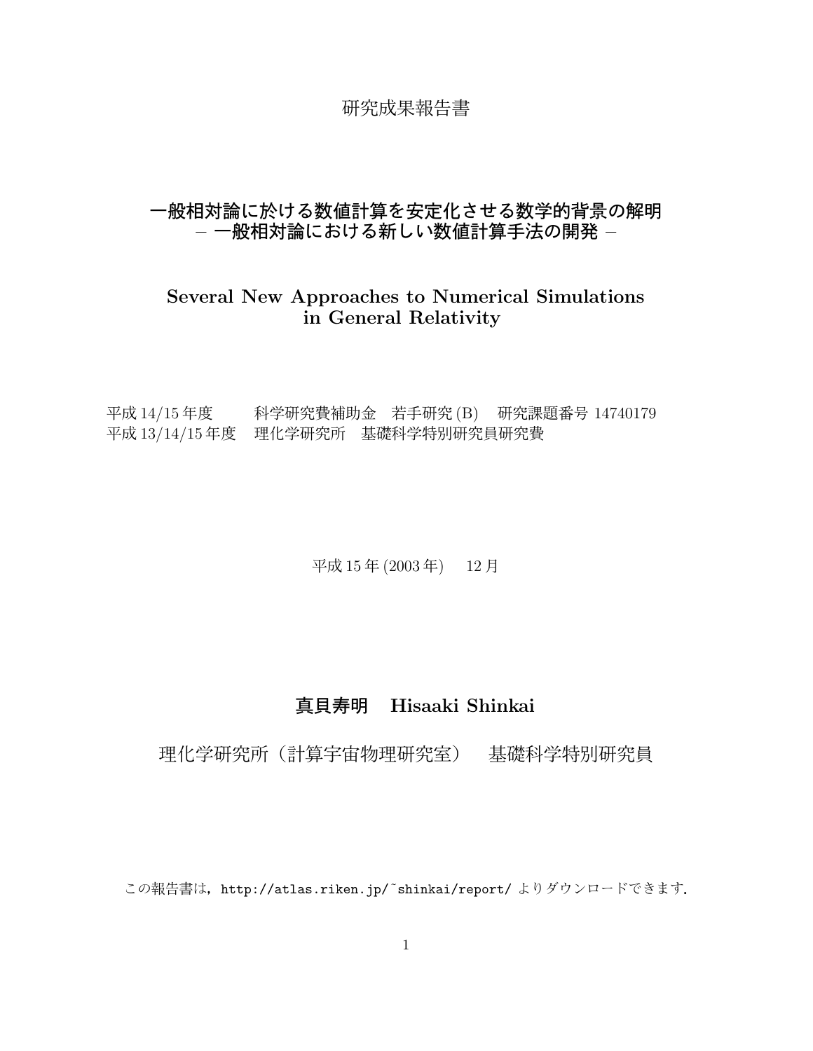研究成果報告書

# 一般相対論に於ける数値計算を安定化させる数学的背景の解明
## – 一般相対論における新しい数値計算手法の開発 –

## Several New Approaches to Numerical Simulations in General Relativity

平成 14/15 年度　　科学研究費補助金　若手研究 (B)　研究課題番号 14740179
平成 13/14/15 年度　理化学研究所　基礎科学特別研究員研究費

平成 15 年 (2003 年)　12 月

**真貝寿明　Hisaaki Shinkai**

理化学研究所（計算宇宙物理研究室）　基礎科学特別研究員

この報告書は，http://atlas.riken.jp/~shinkai/report/ よりダウンロードできます．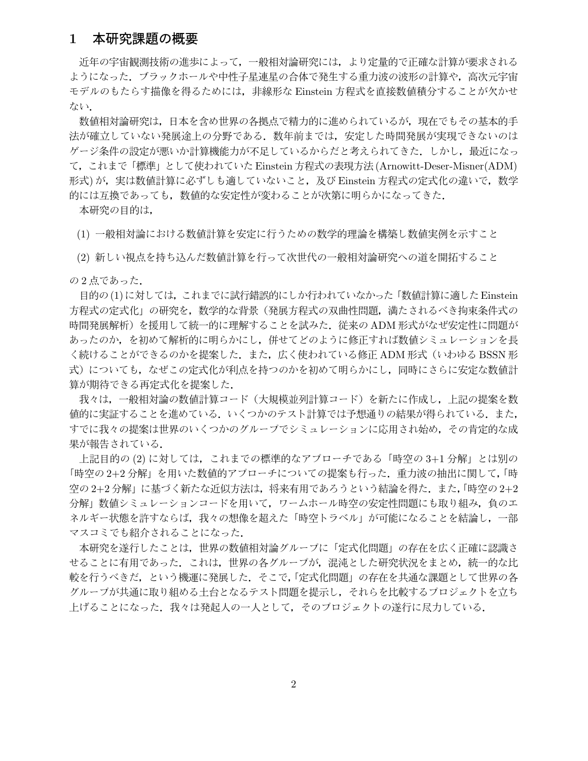# 1　本研究課題の概要

近年の宇宙観測技術の進歩によって，一般相対論研究には，より定量的で正確な計算が要求されるようになった．ブラックホールや中性子星連星の合体で発生する重力波の波形の計算や，高次元宇宙モデルのもたらす描像を得るためには，非線形な Einstein 方程式を直接数値積分することが欠かせない．

数値相対論研究は，日本を含め世界の各拠点で精力的に進められているが，現在でもその基本的手法が確立していない発展途上の分野である．数年前までは，安定した時間発展が実現できないのはゲージ条件の設定が悪いか計算機能力が不足しているからだと考えられてきた．しかし，最近になって，これまで「標準」として使われていた Einstein 方程式の表現方法 (Arnowitt-Deser-Misner(ADM) 形式) が，実は数値計算に必ずしも適していないこと，及び Einstein 方程式の定式化の違いで，数学的には互換であっても，数値的な安定性が変わることが次第に明らかになってきた．

本研究の目的は，

(1) 一般相対論における数値計算を安定に行うための数学的理論を構築し数値実例を示すこと

(2) 新しい視点を持ち込んだ数値計算を行って次世代の一般相対論研究への道を開拓すること

の 2 点であった．

目的の (1) に対しては，これまでに試行錯誤的にしか行われていなかった「数値計算に適した Einstein 方程式の定式化」の研究を，数学的な背景（発展方程式の双曲性問題，満たされるべき拘束条件式の時間発展解析）を援用して統一的に理解することを試みた．従来の ADM 形式がなぜ安定性に問題があったのか，を初めて解析的に明らかにし，併せてどのように修正すれば数値シミュレーションを長く続けることができるのかを提案した．また，広く使われている修正 ADM 形式（いわゆる BSSN 形式）についても，なぜこの定式化が利点を持つのかを初めて明らかにし，同時にさらに安定な数値計算が期待できる再定式化を提案した．

我々は，一般相対論の数値計算コード（大規模並列計算コード）を新たに作成し，上記の提案を数値的に実証することを進めている．いくつかのテスト計算では予想通りの結果が得られている．また，すでに我々の提案は世界のいくつかのグループでシミュレーションに応用され始め，その肯定的な成果が報告されている．

上記目的の (2) に対しては，これまでの標準的なアプローチである「時空の 3+1 分解」とは別の「時空の 2+2 分解」を用いた数値的アプローチについての提案も行った．重力波の抽出に関して,「時空の 2+2 分解」に基づく新たな近似方法は，将来有用であろうという結論を得た．また,「時空の 2+2 分解」数値シミュレーションコードを用いて，ワームホール時空の安定性問題にも取り組み，負のエネルギー状態を許すならば，我々の想像を超えた「時空トラベル」が可能になることを結論し，一部マスコミでも紹介されることになった．

本研究を遂行したことは，世界の数値相対論グループに「定式化問題」の存在を広く正確に認識させることに有用であった．これは，世界の各グループが，混沌とした研究状況をまとめ，統一的な比較を行うべきだ，という機運に発展した．そこで,「定式化問題」の存在を共通な課題として世界の各グループが共通に取り組める土台となるテスト問題を提示し，それらを比較するプロジェクトを立ち上げることになった．我々は発起人の一人として，そのプロジェクトの遂行に尽力している．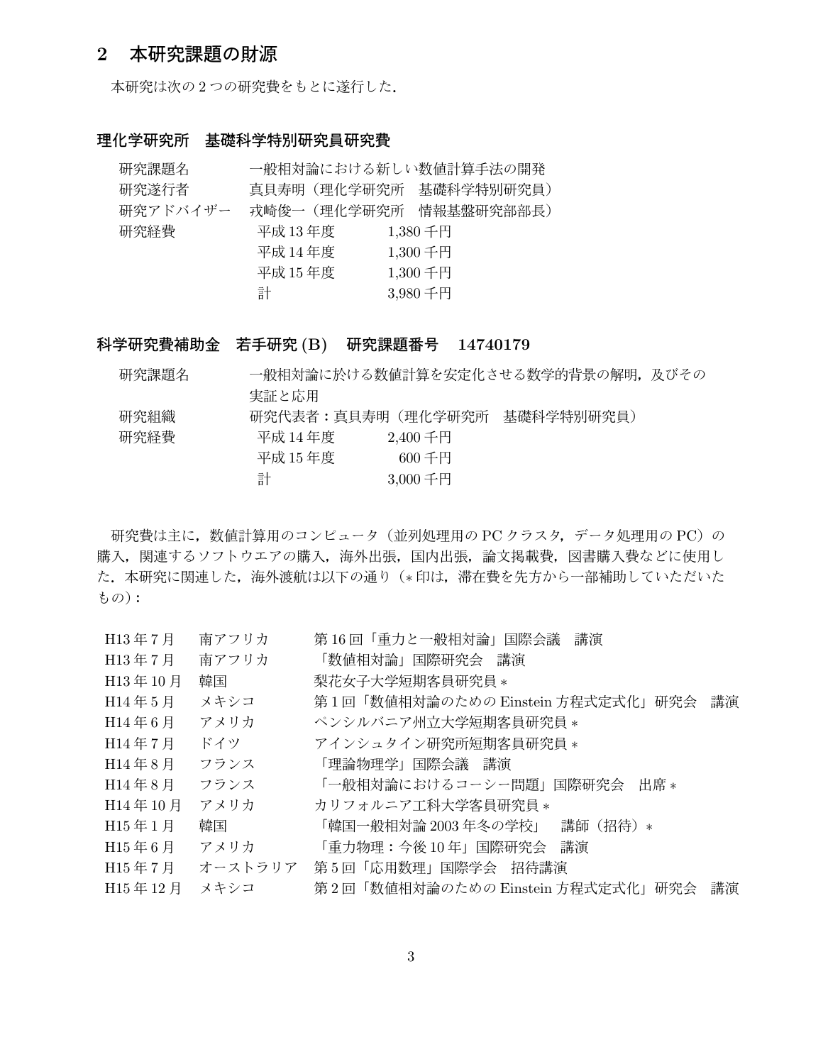## 2　本研究課題の財源

本研究は次の 2 つの研究費をもとに遂行した．

### 理化学研究所　基礎科学特別研究員研究費

| | | |
|---|---|---|
| 研究課題名 | 一般相対論における新しい数値計算手法の開発 | |
| 研究遂行者 | 真貝寿明（理化学研究所　基礎科学特別研究員） | |
| 研究アドバイザー | 戎崎俊一（理化学研究所　情報基盤研究部部長） | |
| 研究経費 | 平成 13 年度 | 1,380 千円 |
| | 平成 14 年度 | 1,300 千円 |
| | 平成 15 年度 | 1,300 千円 |
| | 計 | 3,980 千円 |

### 科学研究費補助金　若手研究 (B)　研究課題番号　14740179

| | | |
|---|---|---|
| 研究課題名 | 一般相対論に於ける数値計算を安定化させる数学的背景の解明，及びその実証と応用 | |
| 研究組織 | 研究代表者：真貝寿明（理化学研究所　基礎科学特別研究員） | |
| 研究経費 | 平成 14 年度 | 2,400 千円 |
| | 平成 15 年度 | 600 千円 |
| | 計 | 3,000 千円 |

研究費は主に，数値計算用のコンピュータ（並列処理用の PC クラスタ，データ処理用の PC）の購入，関連するソフトウエアの購入，海外出張，国内出張，論文掲載費，図書購入費などに使用した．本研究に関連した，海外渡航は以下の通り（∗印は，滞在費を先方から一部補助していただいたもの）：

| | | |
|---|---|---|
| H13 年 7 月 | 南アフリカ | 第 16 回「重力と一般相対論」国際会議　講演 |
| H13 年 7 月 | 南アフリカ | 「数値相対論」国際研究会　講演 |
| H13 年 10 月 | 韓国 | 梨花女子大学短期客員研究員 ∗ |
| H14 年 5 月 | メキシコ | 第 1 回「数値相対論のための Einstein 方程式定式化」研究会　講演 |
| H14 年 6 月 | アメリカ | ペンシルバニア州立大学短期客員研究員 ∗ |
| H14 年 7 月 | ドイツ | アインシュタイン研究所短期客員研究員 ∗ |
| H14 年 8 月 | フランス | 「理論物理学」国際会議　講演 |
| H14 年 8 月 | フランス | 「一般相対論におけるコーシー問題」国際研究会　出席 ∗ |
| H14 年 10 月 | アメリカ | カリフォルニア工科大学客員研究員 ∗ |
| H15 年 1 月 | 韓国 | 「韓国一般相対論 2003 年冬の学校」　講師（招待）∗ |
| H15 年 6 月 | アメリカ | 「重力物理：今後 10 年」国際研究会　講演 |
| H15 年 7 月 | オーストラリア | 第 5 回「応用数理」国際学会　招待講演 |
| H15 年 12 月 | メキシコ | 第 2 回「数値相対論のための Einstein 方程式定式化」研究会　講演 |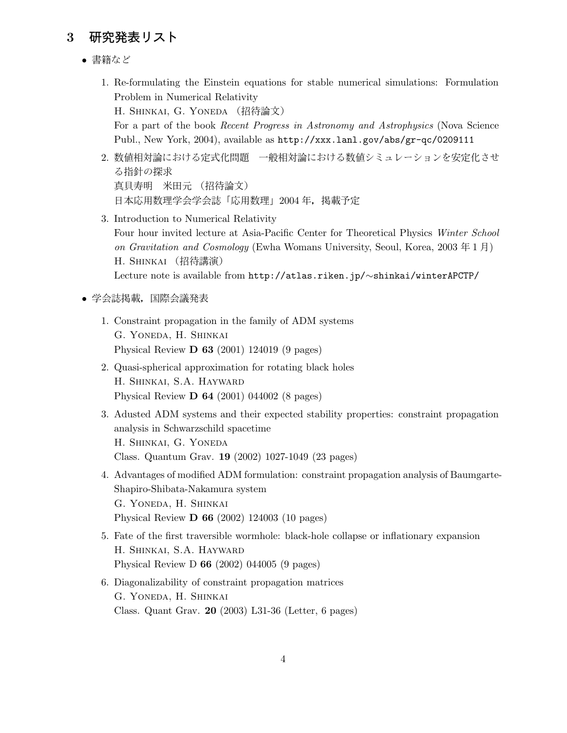## 3　研究発表リスト

- 書籍など

1. Re-formulating the Einstein equations for stable numerical simulations: Formulation Problem in Numerical Relativity
   H. Shinkai, G. Yoneda （招待論文）
   For a part of the book *Recent Progress in Astronomy and Astrophysics* (Nova Science Publ., New York, 2004), available as `http://xxx.lanl.gov/abs/gr-qc/0209111`
2. 数値相対論における定式化問題　一般相対論における数値シミュレーションを安定化させる指針の探求
   真貝寿明　米田元 （招待論文）
   日本応用数理学会学会誌「応用数理」2004 年，掲載予定
3. Introduction to Numerical Relativity
   Four hour invited lecture at Asia-Pacific Center for Theoretical Physics *Winter School on Gravitation and Cosmology* (Ewha Womans University, Seoul, Korea, 2003 年 1 月)
   H. Shinkai （招待講演）
   Lecture note is available from `http://atlas.riken.jp/~shinkai/winterAPCTP/`

- 学会誌掲載，国際会議発表

1. Constraint propagation in the family of ADM systems
   G. Yoneda, H. Shinkai
   Physical Review **D 63** (2001) 124019 (9 pages)
2. Quasi-spherical approximation for rotating black holes
   H. Shinkai, S.A. Hayward
   Physical Review **D 64** (2001) 044002 (8 pages)
3. Adusted ADM systems and their expected stability properties: constraint propagation analysis in Schwarzschild spacetime
   H. Shinkai, G. Yoneda
   Class. Quantum Grav. **19** (2002) 1027-1049 (23 pages)
4. Advantages of modified ADM formulation: constraint propagation analysis of Baumgarte-Shapiro-Shibata-Nakamura system
   G. Yoneda, H. Shinkai
   Physical Review **D 66** (2002) 124003 (10 pages)
5. Fate of the first traversible wormhole: black-hole collapse or inflationary expansion
   H. Shinkai, S.A. Hayward
   Physical Review D **66** (2002) 044005 (9 pages)
6. Diagonalizability of constraint propagation matrices
   G. Yoneda, H. Shinkai
   Class. Quant Grav. **20** (2003) L31-36 (Letter, 6 pages)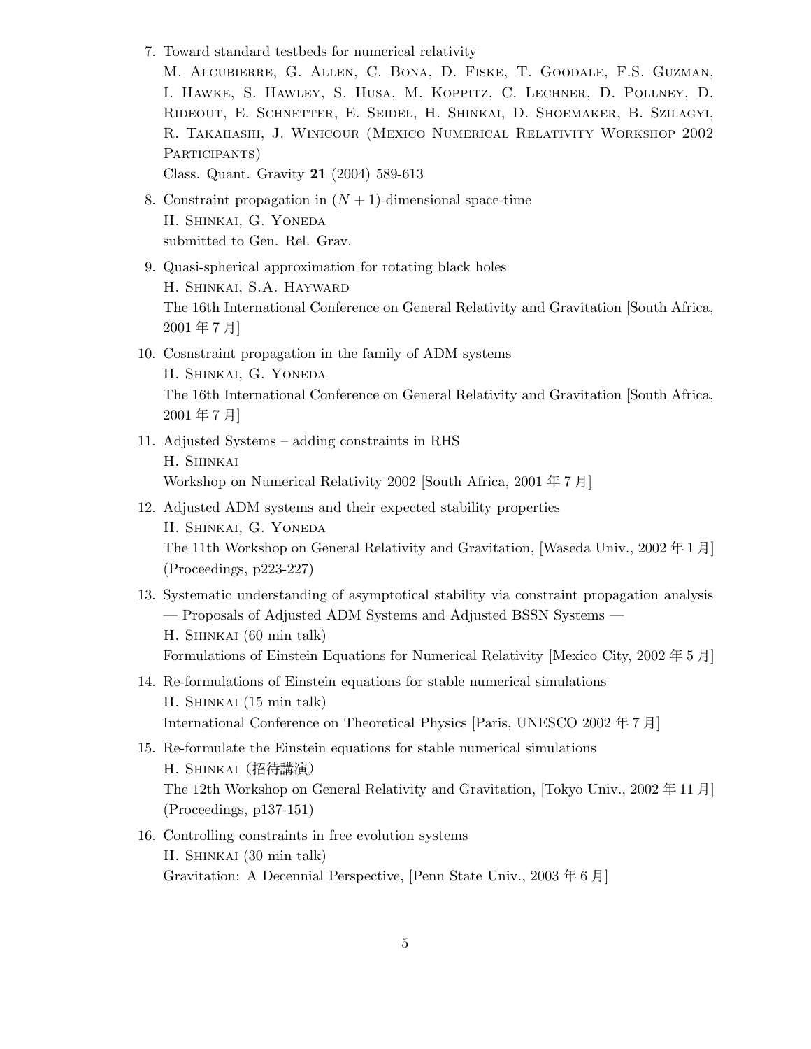7. Toward standard testbeds for numerical relativity
   M. Alcubierre, G. Allen, C. Bona, D. Fiske, T. Goodale, F.S. Guzman, I. Hawke, S. Hawley, S. Husa, M. Koppitz, C. Lechner, D. Pollney, D. Rideout, E. Schnetter, E. Seidel, H. Shinkai, D. Shoemaker, B. Szilagyi, R. Takahashi, J. Winicour (Mexico Numerical Relativity Workshop 2002 Participants)
   Class. Quant. Gravity **21** (2004) 589-613

8. Constraint propagation in $(N+1)$-dimensional space-time
   H. Shinkai, G. Yoneda
   submitted to Gen. Rel. Grav.

9. Quasi-spherical approximation for rotating black holes
   H. Shinkai, S.A. Hayward
   The 16th International Conference on General Relativity and Gravitation [South Africa, 2001 年 7 月]

10. Cosnstraint propagation in the family of ADM systems
    H. Shinkai, G. Yoneda
    The 16th International Conference on General Relativity and Gravitation [South Africa, 2001 年 7 月]

11. Adjusted Systems – adding constraints in RHS
    H. Shinkai
    Workshop on Numerical Relativity 2002 [South Africa, 2001 年 7 月]

12. Adjusted ADM systems and their expected stability properties
    H. Shinkai, G. Yoneda
    The 11th Workshop on General Relativity and Gravitation, [Waseda Univ., 2002 年 1 月] (Proceedings, p223-227)

13. Systematic understanding of asymptotical stability via constraint propagation analysis — Proposals of Adjusted ADM Systems and Adjusted BSSN Systems —
    H. Shinkai (60 min talk)
    Formulations of Einstein Equations for Numerical Relativity [Mexico City, 2002 年 5 月]

14. Re-formulations of Einstein equations for stable numerical simulations
    H. Shinkai (15 min talk)
    International Conference on Theoretical Physics [Paris, UNESCO 2002 年 7 月]

15. Re-formulate the Einstein equations for stable numerical simulations
    H. Shinkai（招待講演）
    The 12th Workshop on General Relativity and Gravitation, [Tokyo Univ., 2002 年 11 月] (Proceedings, p137-151)

16. Controlling constraints in free evolution systems
    H. Shinkai (30 min talk)
    Gravitation: A Decennial Perspective, [Penn State Univ., 2003 年 6 月]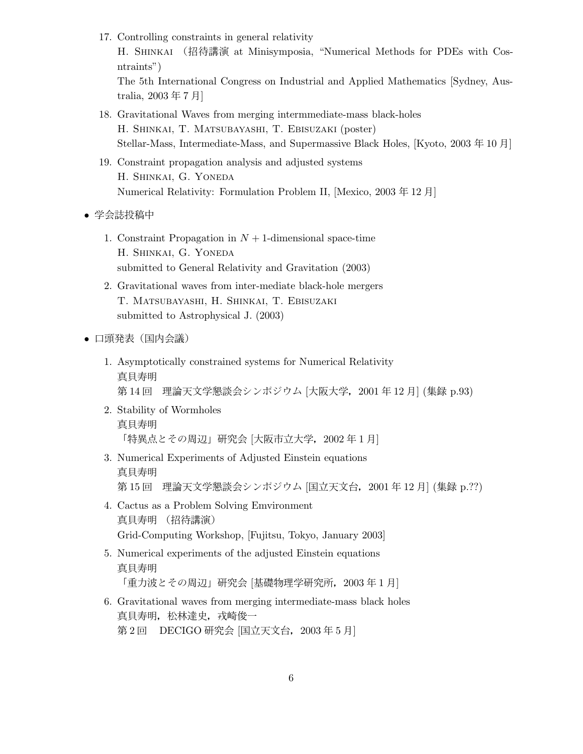17. Controlling constraints in general relativity
    H. Shinkai （招待講演 at Minisymposia, “Numerical Methods for PDEs with Cosntraints”）
    The 5th International Congress on Industrial and Applied Mathematics [Sydney, Australia, 2003 年 7 月]

18. Gravitational Waves from merging intermmediate-mass black-holes
    H. Shinkai, T. Matsubayashi, T. Ebisuzaki (poster)
    Stellar-Mass, Intermediate-Mass, and Supermassive Black Holes, [Kyoto, 2003 年 10 月]

19. Constraint propagation analysis and adjusted systems
    H. Shinkai, G. Yoneda
    Numerical Relativity: Formulation Problem II, [Mexico, 2003 年 12 月]

- 学会誌投稿中

1. Constraint Propagation in $N + 1$-dimensional space-time
   H. Shinkai, G. Yoneda
   submitted to General Relativity and Gravitation (2003)

2. Gravitational waves from inter-mediate black-hole mergers
   T. Matsubayashi, H. Shinkai, T. Ebisuzaki
   submitted to Astrophysical J. (2003)

- 口頭発表（国内会議）

1. Asymptotically constrained systems for Numerical Relativity
   真貝寿明
   第 14 回　理論天文学懇談会シンポジウム [大阪大学，2001 年 12 月] (集録 p.93)

2. Stability of Wormholes
   真貝寿明
   「特異点とその周辺」研究会 [大阪市立大学，2002 年 1 月]

3. Numerical Experiments of Adjusted Einstein equations
   真貝寿明
   第 15 回　理論天文学懇談会シンポジウム [国立天文台，2001 年 12 月] (集録 p.??)

4. Cactus as a Problem Solving Emvironment
   真貝寿明 （招待講演）
   Grid-Computing Workshop, [Fujitsu, Tokyo, January 2003]

5. Numerical experiments of the adjusted Einstein equations
   真貝寿明
   「重力波とその周辺」研究会 [基礎物理学研究所，2003 年 1 月]

6. Gravitational waves from merging intermediate-mass black holes
   真貝寿明，松林達史，戎崎俊一
   第 2 回　DECIGO 研究会 [国立天文台，2003 年 5 月]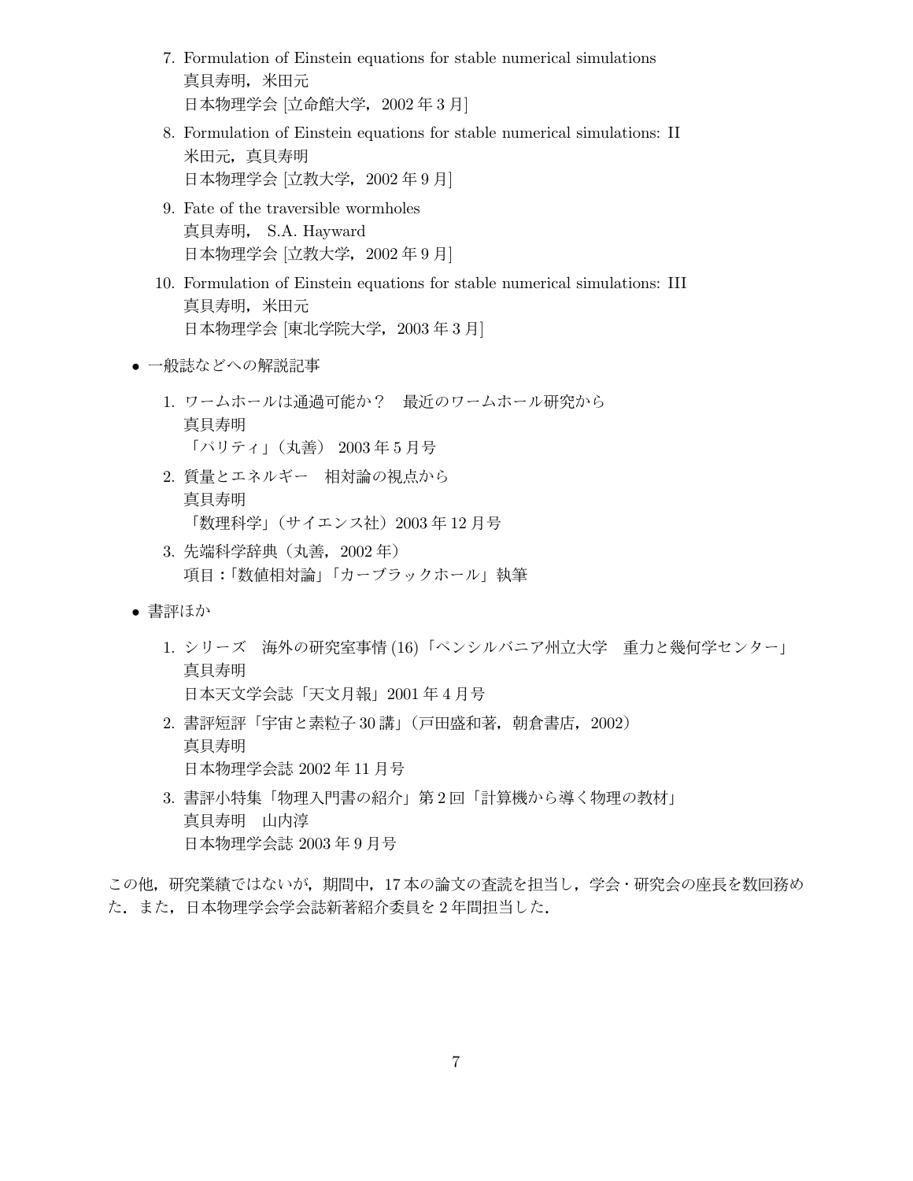7. Formulation of Einstein equations for stable numerical simulations  
   真貝寿明，米田元  
   日本物理学会 [立命館大学，2002 年 3 月]

8. Formulation of Einstein equations for stable numerical simulations: II  
   米田元，真貝寿明  
   日本物理学会 [立教大学，2002 年 9 月]

9. Fate of the traversible wormholes  
   真貝寿明， S.A. Hayward  
   日本物理学会 [立教大学，2002 年 9 月]

10. Formulation of Einstein equations for stable numerical simulations: III  
    真貝寿明，米田元  
    日本物理学会 [東北学院大学，2003 年 3 月]

- 一般誌などへの解説記事

  1. ワームホールは通過可能か？　最近のワームホール研究から  
     真貝寿明  
     「パリティ」（丸善） 2003 年 5 月号

  2. 質量とエネルギー　相対論の視点から  
     真貝寿明  
     「数理科学」（サイエンス社）2003 年 12 月号

  3. 先端科学辞典（丸善，2002 年）  
     項目：「数値相対論」「カーブラックホール」執筆

- 書評ほか

  1. シリーズ　海外の研究室事情 (16)「ペンシルバニア州立大学　重力と幾何学センター」  
     真貝寿明  
     日本天文学会誌「天文月報」2001 年 4 月号

  2. 書評短評「宇宙と素粒子 30 講」（戸田盛和著，朝倉書店，2002）  
     真貝寿明  
     日本物理学会誌 2002 年 11 月号

  3. 書評小特集「物理入門書の紹介」第 2 回「計算機から導く物理の教材」  
     真貝寿明　山内淳  
     日本物理学会誌 2003 年 9 月号

この他，研究業績ではないが，期間中，17 本の論文の査読を担当し，学会・研究会の座長を数回務めた．また，日本物理学会学会誌新著紹介委員を 2 年間担当した．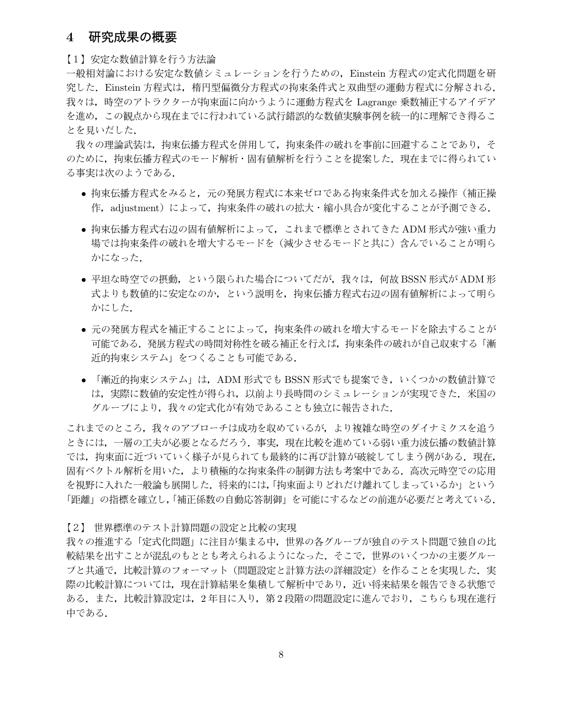## 4　研究成果の概要

【1】安定な数値計算を行う方法論

一般相対論における安定な数値シミュレーションを行うための，Einstein 方程式の定式化問題を研究した．Einstein 方程式は，楕円型偏微分方程式の拘束条件式と双曲型の運動方程式に分解される．我々は，時空のアトラクターが拘束面に向かうように運動方程式を Lagrange 乗数補正するアイデアを進め，この観点から現在までに行われている試行錯誤的な数値実験事例を統一的に理解でき得ることを見いだした．

我々の理論武装は，拘束伝播方程式を併用して，拘束条件の破れを事前に回避することであり，そのために，拘束伝播方程式のモード解析・固有値解析を行うことを提案した．現在までに得られている事実は次のようである．

- 拘束伝播方程式をみると，元の発展方程式に本来ゼロである拘束条件式を加える操作（補正操作，adjustment）によって，拘束条件の破れの拡大・縮小具合が変化することが予測できる．
- 拘束伝播方程式右辺の固有値解析によって，これまで標準とされてきた ADM 形式が強い重力場では拘束条件の破れを増大するモードを（減少させるモードと共に）含んでいることが明らかになった．
- 平坦な時空での摂動，という限られた場合についてだが，我々は，何故 BSSN 形式が ADM 形式よりも数値的に安定なのか，という説明を，拘束伝播方程式右辺の固有値解析によって明らかにした．
- 元の発展方程式を補正することによって，拘束条件の破れを増大するモードを除去することが可能である．発展方程式の時間対称性を破る補正を行えば，拘束条件の破れが自己収束する「漸近的拘束システム」をつくることも可能である．
- 「漸近的拘束システム」は，ADM 形式でも BSSN 形式でも提案でき，いくつかの数値計算では，実際に数値的安定性が得られ，以前より長時間のシミュレーションが実現できた．米国のグループにより，我々の定式化が有効であることも独立に報告された．

これまでのところ，我々のアプローチは成功を収めているが，より複雑な時空のダイナミクスを追うときには，一層の工夫が必要となるだろう．事実，現在比較を進めている弱い重力波伝播の数値計算では，拘束面に近づいていく様子が見られても最終的に再び計算が破綻してしまう例がある．現在，固有ベクトル解析を用いた，より積極的な拘束条件の制御方法も考案中である．高次元時空での応用を視野に入れた一般論も展開した．将来的には,「拘束面よりどれだけ離れてしまっているか」という「距離」の指標を確立し,「補正係数の自動応答制御」を可能にするなどの前進が必要だと考えている．

【2】 世界標準のテスト計算問題の設定と比較の実現

我々の推進する「定式化問題」に注目が集まる中，世界の各グループが独自のテスト問題で独自の比較結果を出すことが混乱のもとと考えられるようになった．そこで，世界のいくつかの主要グループと共通で，比較計算のフォーマット（問題設定と計算方法の詳細設定）を作ることを実現した．実際の比較計算については，現在計算結果を集積して解析中であり，近い将来結果を報告できる状態である．また，比較計算設定は，2 年目に入り，第 2 段階の問題設定に進んでおり，こちらも現在進行中である．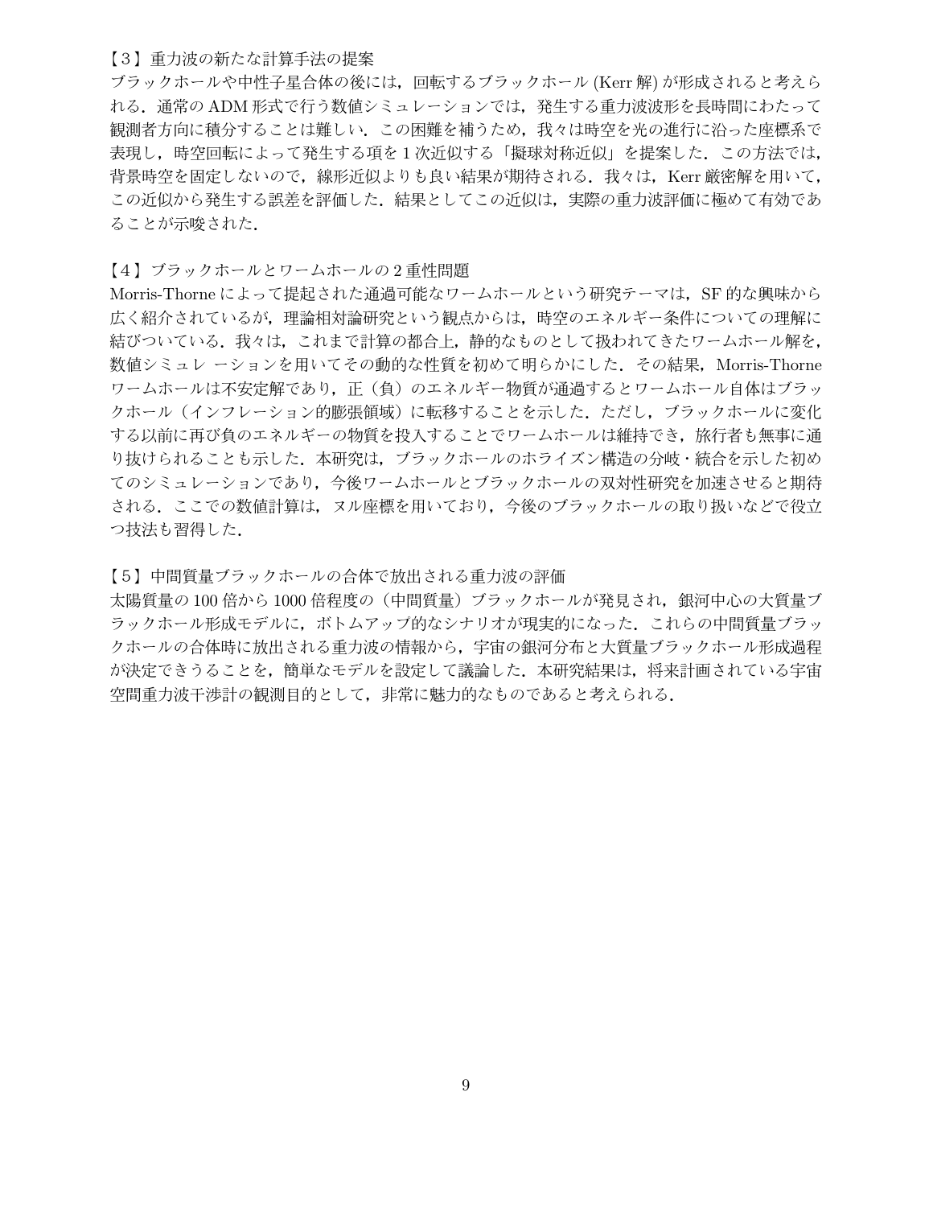【3】重力波の新たな計算手法の提案

ブラックホールや中性子星合体の後には，回転するブラックホール (Kerr 解) が形成されると考えられる．通常の ADM 形式で行う数値シミュレーションでは，発生する重力波波形を長時間にわたって観測者方向に積分することは難しい．この困難を補うため，我々は時空を光の進行に沿った座標系で表現し，時空回転によって発生する項を 1 次近似する「擬球対称近似」を提案した．この方法では，背景時空を固定しないので，線形近似よりも良い結果が期待される．我々は，Kerr 厳密解を用いて，この近似から発生する誤差を評価した．結果としてこの近似は，実際の重力波評価に極めて有効であることが示唆された．

【4】ブラックホールとワームホールの 2 重性問題

Morris-Thorne によって提起された通過可能なワームホールという研究テーマは，SF 的な興味から広く紹介されているが，理論相対論研究という観点からは，時空のエネルギー条件についての理解に結びついている．我々は，これまで計算の都合上，静的なものとして扱われてきたワームホール解を，数値シミュレ ーションを用いてその動的な性質を初めて明らかにした．その結果，Morris-Thorne ワームホールは不安定解であり，正（負）のエネルギー物質が通過するとワームホール自体はブラックホール（インフレーション的膨張領域）に転移することを示した．ただし，ブラックホールに変化する以前に再び負のエネルギーの物質を投入することでワームホールは維持でき，旅行者も無事に通り抜けられることも示した．本研究は，ブラックホールのホライズン構造の分岐・統合を示した初めてのシミュレーションであり，今後ワームホールとブラックホールの双対性研究を加速させると期待される．ここでの数値計算は，ヌル座標を用いており，今後のブラックホールの取り扱いなどで役立つ技法も習得した．

【5】中間質量ブラックホールの合体で放出される重力波の評価

太陽質量の 100 倍から 1000 倍程度の（中間質量）ブラックホールが発見され，銀河中心の大質量ブラックホール形成モデルに，ボトムアップ的なシナリオが現実的になった．これらの中間質量ブラックホールの合体時に放出される重力波の情報から，宇宙の銀河分布と大質量ブラックホール形成過程が決定できうることを，簡単なモデルを設定して議論した．本研究結果は，将来計画されている宇宙空間重力波干渉計の観測目的として，非常に魅力的なものであると考えられる．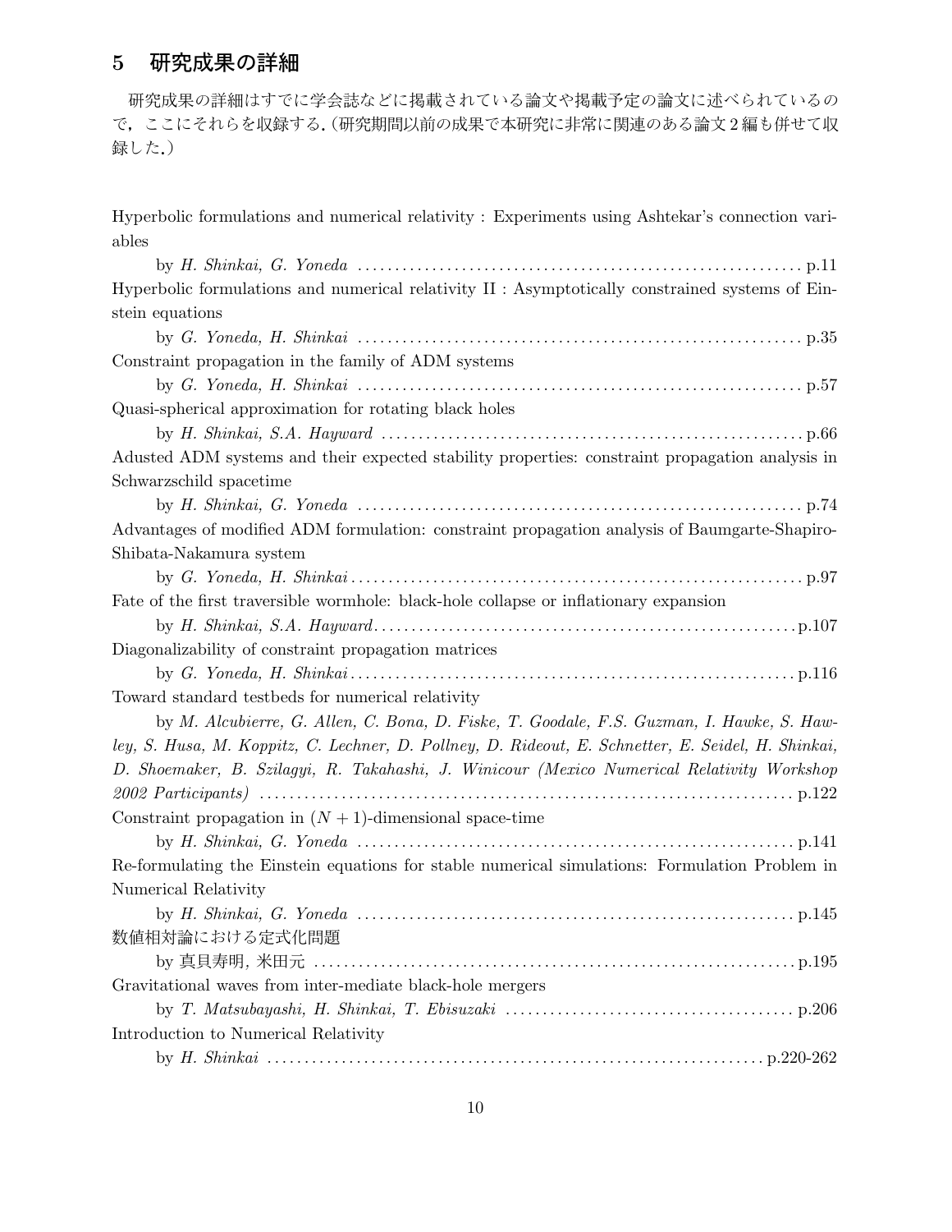## 5　研究成果の詳細

研究成果の詳細はすでに学会誌などに掲載されている論文や掲載予定の論文に述べられているので，ここにそれらを収録する.（研究期間以前の成果で本研究に非常に関連のある論文２編も併せて収録した.）

Hyperbolic formulations and numerical relativity : Experiments using Ashtekar's connection variables
　by *H. Shinkai, G. Yoneda* .......... p.11

Hyperbolic formulations and numerical relativity II : Asymptotically constrained systems of Einstein equations
　by *G. Yoneda, H. Shinkai* .......... p.35

Constraint propagation in the family of ADM systems
　by *G. Yoneda, H. Shinkai* .......... p.57

Quasi-spherical approximation for rotating black holes
　by *H. Shinkai, S.A. Hayward* .......... p.66

Adusted ADM systems and their expected stability properties: constraint propagation analysis in Schwarzschild spacetime
　by *H. Shinkai, G. Yoneda* .......... p.74

Advantages of modified ADM formulation: constraint propagation analysis of Baumgarte-Shapiro-Shibata-Nakamura system
　by *G. Yoneda, H. Shinkai* .......... p.97

Fate of the first traversible wormhole: black-hole collapse or inflationary expansion
　by *H. Shinkai, S.A. Hayward* .......... p.107

Diagonalizability of constraint propagation matrices
　by *G. Yoneda, H. Shinkai* .......... p.116

Toward standard testbeds for numerical relativity
　by *M. Alcubierre, G. Allen, C. Bona, D. Fiske, T. Goodale, F.S. Guzman, I. Hawke, S. Hawley, S. Husa, M. Koppitz, C. Lechner, D. Pollney, D. Rideout, E. Schnetter, E. Seidel, H. Shinkai, D. Shoemaker, B. Szilagyi, R. Takahashi, J. Winicour (Mexico Numerical Relativity Workshop 2002 Participants)* .......... p.122

Constraint propagation in $(N+1)$-dimensional space-time
　by *H. Shinkai, G. Yoneda* .......... p.141

Re-formulating the Einstein equations for stable numerical simulations: Formulation Problem in Numerical Relativity
　by *H. Shinkai, G. Yoneda* .......... p.145

数値相対論における定式化問題
　by 真貝寿明, 米田元 .......... p.195

Gravitational waves from inter-mediate black-hole mergers
　by *T. Matsubayashi, H. Shinkai, T. Ebisuzaki* .......... p.206

Introduction to Numerical Relativity
　by *H. Shinkai* .......... p.220-262